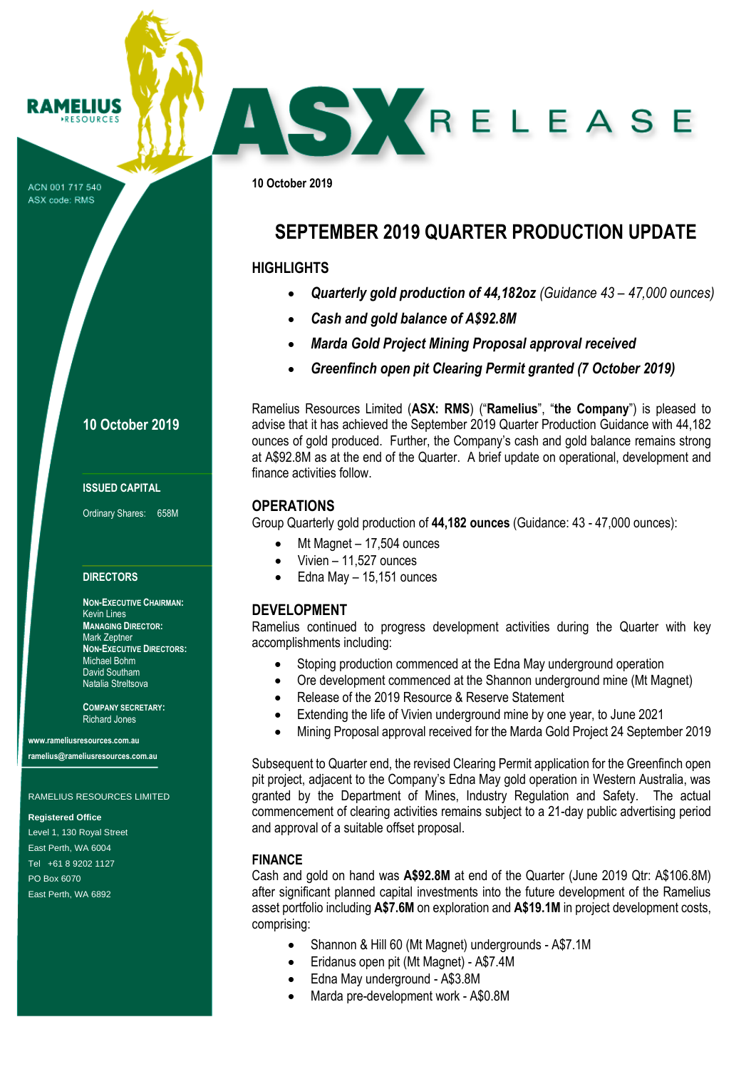RAMELIUS RESOURCES

ACN 001 717 540
ASX code: RMS

# ASX RELEASE

10 October 2019

## SEPTEMBER 2019 QUARTER PRODUCTION UPDATE

### HIGHLIGHTS

- ***Quarterly gold production of 44,182oz*** *(Guidance 43 – 47,000 ounces)*
- ***Cash and gold balance of A$92.8M***
- ***Marda Gold Project Mining Proposal approval received***
- ***Greenfinch open pit Clearing Permit granted (7 October 2019)***

Ramelius Resources Limited (**ASX: RMS**) ("**Ramelius**", "**the Company**") is pleased to advise that it has achieved the September 2019 Quarter Production Guidance with 44,182 ounces of gold produced. Further, the Company's cash and gold balance remains strong at A$92.8M as at the end of the Quarter. A brief update on operational, development and finance activities follow.

### OPERATIONS

Group Quarterly gold production of **44,182 ounces** (Guidance: 43 - 47,000 ounces):

- Mt Magnet – 17,504 ounces
- Vivien – 11,527 ounces
- Edna May – 15,151 ounces

### DEVELOPMENT

Ramelius continued to progress development activities during the Quarter with key accomplishments including:

- Stoping production commenced at the Edna May underground operation
- Ore development commenced at the Shannon underground mine (Mt Magnet)
- Release of the 2019 Resource & Reserve Statement
- Extending the life of Vivien underground mine by one year, to June 2021
- Mining Proposal approval received for the Marda Gold Project 24 September 2019

Subsequent to Quarter end, the revised Clearing Permit application for the Greenfinch open pit project, adjacent to the Company's Edna May gold operation in Western Australia, was granted by the Department of Mines, Industry Regulation and Safety. The actual commencement of clearing activities remains subject to a 21-day public advertising period and approval of a suitable offset proposal.

### FINANCE

Cash and gold on hand was **A$92.8M** at end of the Quarter (June 2019 Qtr: A$106.8M) after significant planned capital investments into the future development of the Ramelius asset portfolio including **A$7.6M** on exploration and **A$19.1M** in project development costs, comprising:

- Shannon & Hill 60 (Mt Magnet) undergrounds - A$7.1M
- Eridanus open pit (Mt Magnet) - A$7.4M
- Edna May underground - A$3.8M
- Marda pre-development work - A$0.8M

10 October 2019

**ISSUED CAPITAL**

Ordinary Shares: 658M

**DIRECTORS**

**NON-EXECUTIVE CHAIRMAN:**
Kevin Lines
**MANAGING DIRECTOR:**
Mark Zeptner
**NON-EXECUTIVE DIRECTORS:**
Michael Bohm
David Southam
Natalia Streltsova

**COMPANY SECRETARY:**
Richard Jones

www.rameliusresources.com.au
ramelius@rameliusresources.com.au

RAMELIUS RESOURCES LIMITED

**Registered Office**
Level 1, 130 Royal Street
East Perth, WA 6004
Tel +61 8 9202 1127
PO Box 6070
East Perth, WA 6892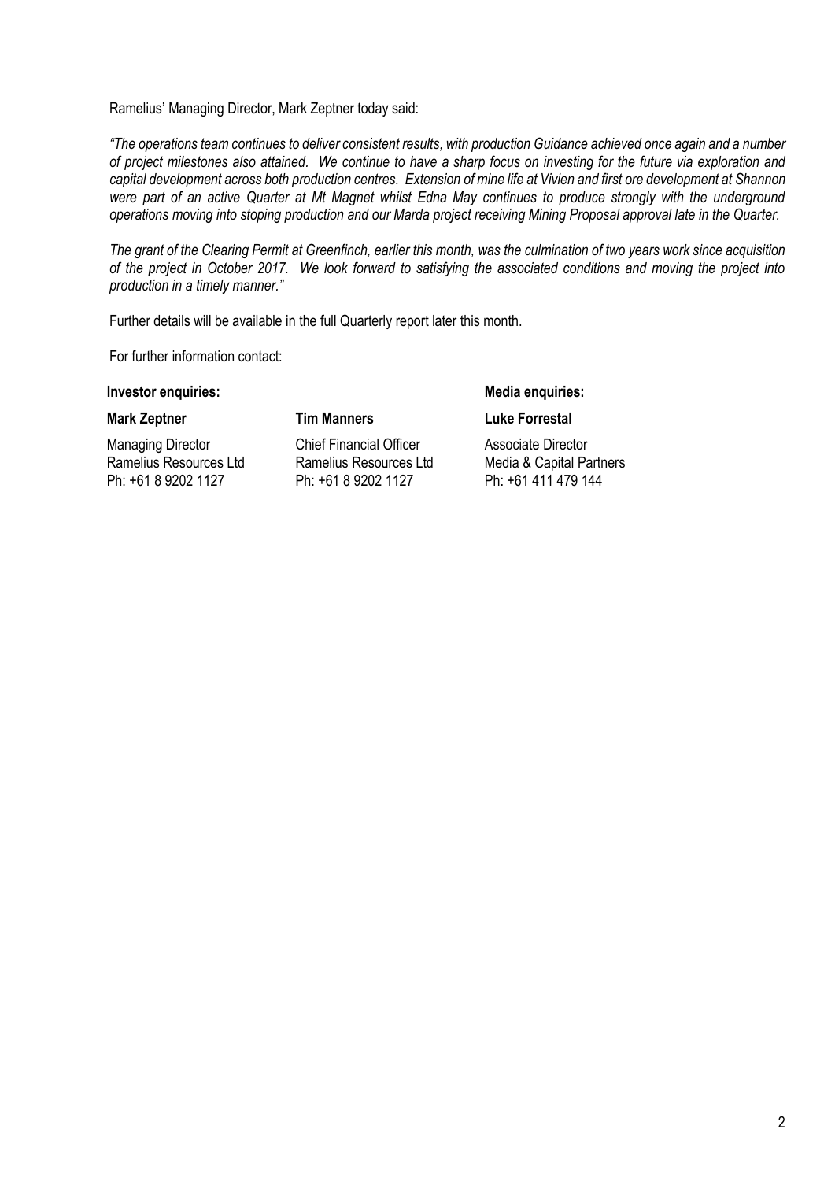Ramelius' Managing Director, Mark Zeptner today said:

*"The operations team continues to deliver consistent results, with production Guidance achieved once again and a number of project milestones also attained. We continue to have a sharp focus on investing for the future via exploration and capital development across both production centres. Extension of mine life at Vivien and first ore development at Shannon were part of an active Quarter at Mt Magnet whilst Edna May continues to produce strongly with the underground operations moving into stoping production and our Marda project receiving Mining Proposal approval late in the Quarter.*

*The grant of the Clearing Permit at Greenfinch, earlier this month, was the culmination of two years work since acquisition of the project in October 2017. We look forward to satisfying the associated conditions and moving the project into production in a timely manner."*

Further details will be available in the full Quarterly report later this month.

For further information contact:

| Investor enquiries: | | Media enquiries: |
|---|---|---|
| **Mark Zeptner** | **Tim Manners** | **Luke Forrestal** |
| Managing Director | Chief Financial Officer | Associate Director |
| Ramelius Resources Ltd | Ramelius Resources Ltd | Media & Capital Partners |
| Ph: +61 8 9202 1127 | Ph: +61 8 9202 1127 | Ph: +61 411 479 144 |